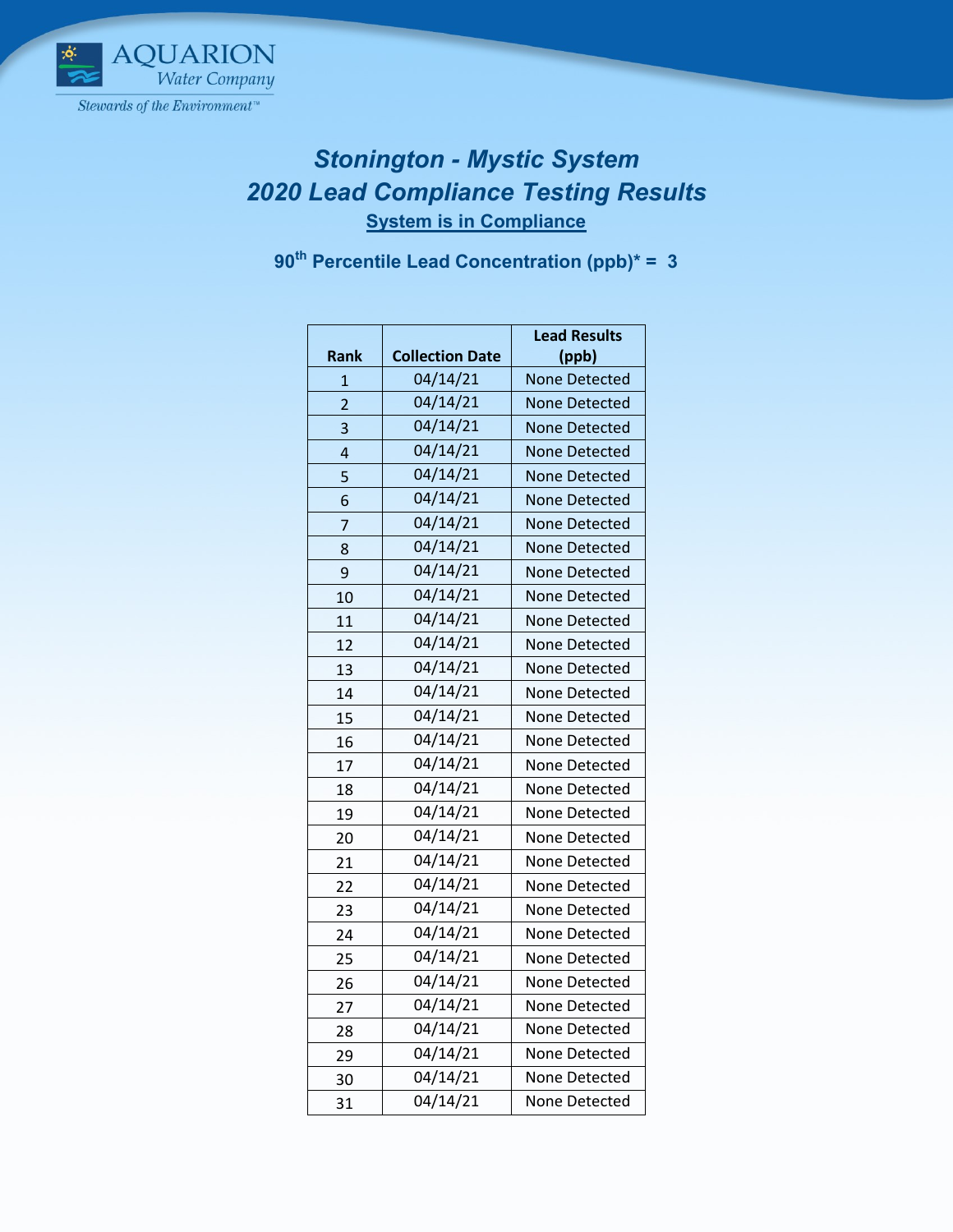AQUARION Water Company

Stewards of the Environment™

# Stonington - Mystic System
# 2020 Lead Compliance Testing Results

**System is in Compliance**

**90th Percentile Lead Concentration (ppb)* = 3**

| Rank | Collection Date | Lead Results (ppb) |
|---|---|---|
| 1 | 04/14/21 | None Detected |
| 2 | 04/14/21 | None Detected |
| 3 | 04/14/21 | None Detected |
| 4 | 04/14/21 | None Detected |
| 5 | 04/14/21 | None Detected |
| 6 | 04/14/21 | None Detected |
| 7 | 04/14/21 | None Detected |
| 8 | 04/14/21 | None Detected |
| 9 | 04/14/21 | None Detected |
| 10 | 04/14/21 | None Detected |
| 11 | 04/14/21 | None Detected |
| 12 | 04/14/21 | None Detected |
| 13 | 04/14/21 | None Detected |
| 14 | 04/14/21 | None Detected |
| 15 | 04/14/21 | None Detected |
| 16 | 04/14/21 | None Detected |
| 17 | 04/14/21 | None Detected |
| 18 | 04/14/21 | None Detected |
| 19 | 04/14/21 | None Detected |
| 20 | 04/14/21 | None Detected |
| 21 | 04/14/21 | None Detected |
| 22 | 04/14/21 | None Detected |
| 23 | 04/14/21 | None Detected |
| 24 | 04/14/21 | None Detected |
| 25 | 04/14/21 | None Detected |
| 26 | 04/14/21 | None Detected |
| 27 | 04/14/21 | None Detected |
| 28 | 04/14/21 | None Detected |
| 29 | 04/14/21 | None Detected |
| 30 | 04/14/21 | None Detected |
| 31 | 04/14/21 | None Detected |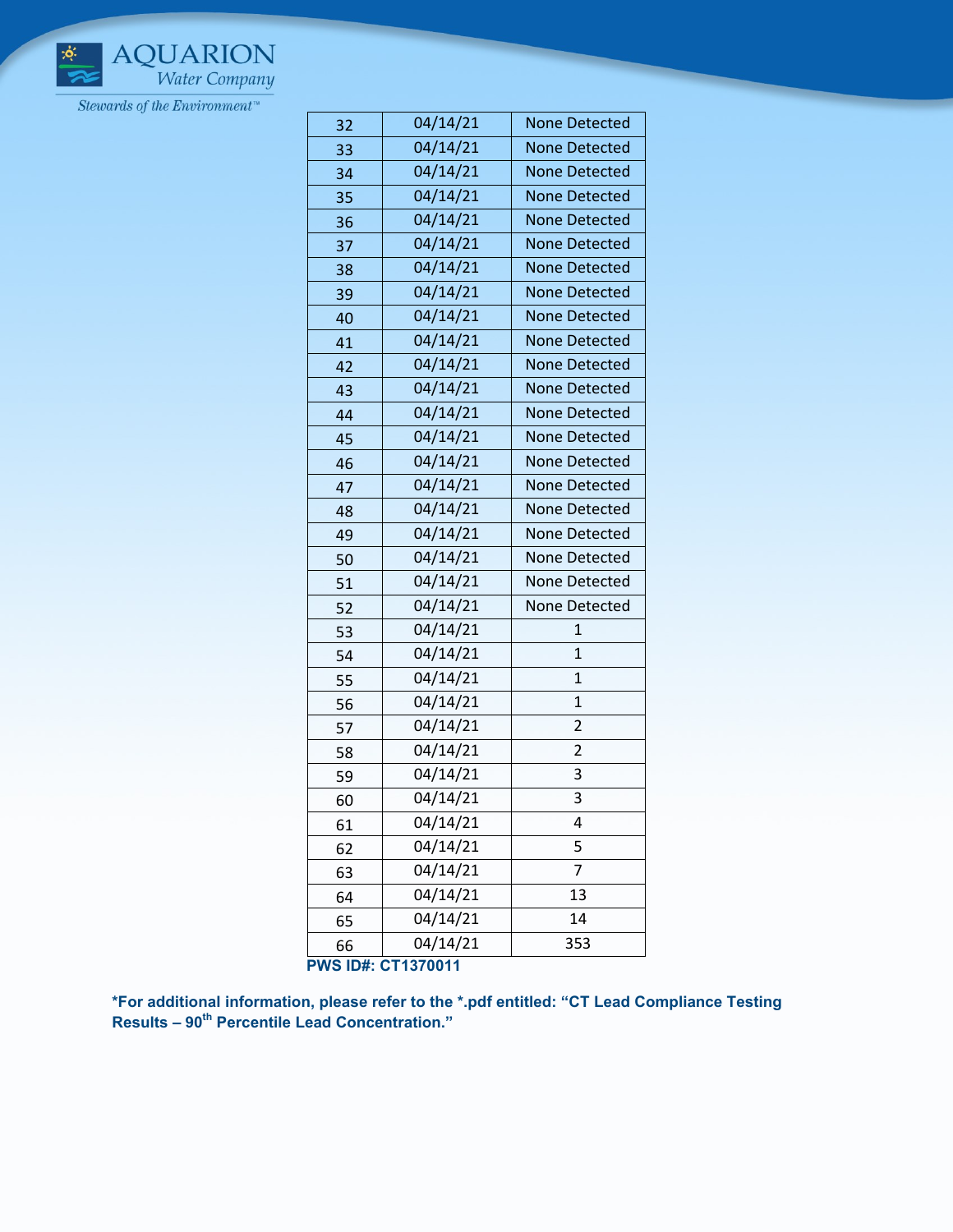| | | |
|---|---|---|
| 32 | 04/14/21 | None Detected |
| 33 | 04/14/21 | None Detected |
| 34 | 04/14/21 | None Detected |
| 35 | 04/14/21 | None Detected |
| 36 | 04/14/21 | None Detected |
| 37 | 04/14/21 | None Detected |
| 38 | 04/14/21 | None Detected |
| 39 | 04/14/21 | None Detected |
| 40 | 04/14/21 | None Detected |
| 41 | 04/14/21 | None Detected |
| 42 | 04/14/21 | None Detected |
| 43 | 04/14/21 | None Detected |
| 44 | 04/14/21 | None Detected |
| 45 | 04/14/21 | None Detected |
| 46 | 04/14/21 | None Detected |
| 47 | 04/14/21 | None Detected |
| 48 | 04/14/21 | None Detected |
| 49 | 04/14/21 | None Detected |
| 50 | 04/14/21 | None Detected |
| 51 | 04/14/21 | None Detected |
| 52 | 04/14/21 | None Detected |
| 53 | 04/14/21 | 1 |
| 54 | 04/14/21 | 1 |
| 55 | 04/14/21 | 1 |
| 56 | 04/14/21 | 1 |
| 57 | 04/14/21 | 2 |
| 58 | 04/14/21 | 2 |
| 59 | 04/14/21 | 3 |
| 60 | 04/14/21 | 3 |
| 61 | 04/14/21 | 4 |
| 62 | 04/14/21 | 5 |
| 63 | 04/14/21 | 7 |
| 64 | 04/14/21 | 13 |
| 65 | 04/14/21 | 14 |
| 66 | 04/14/21 | 353 |

**PWS ID#: CT1370011**

**\*For additional information, please refer to the \*.pdf entitled: "CT Lead Compliance Testing Results – 90th Percentile Lead Concentration."**